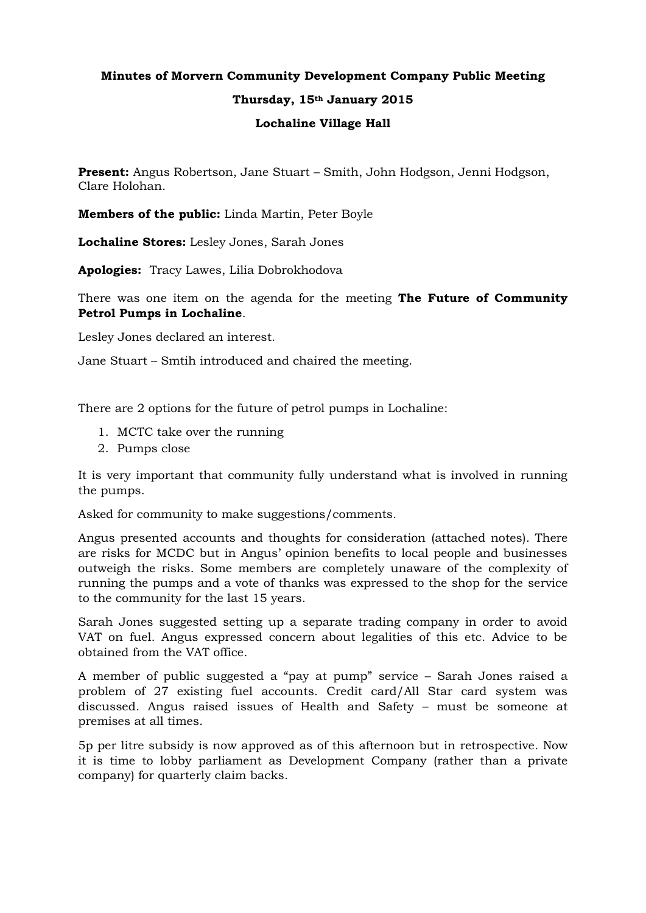**Minutes of Morvern Community Development Company Public Meeting**

**Thursday, 15th January 2015**

**Lochaline Village Hall**

**Present:** Angus Robertson, Jane Stuart – Smith, John Hodgson, Jenni Hodgson, Clare Holohan.

**Members of the public:** Linda Martin, Peter Boyle

**Lochaline Stores:** Lesley Jones, Sarah Jones

**Apologies:** Tracy Lawes, Lilia Dobrokhodova

There was one item on the agenda for the meeting **The Future of Community Petrol Pumps in Lochaline**.

Lesley Jones declared an interest.

Jane Stuart – Smtih introduced and chaired the meeting.

There are 2 options for the future of petrol pumps in Lochaline:

1. MCTC take over the running
2. Pumps close

It is very important that community fully understand what is involved in running the pumps.

Asked for community to make suggestions/comments.

Angus presented accounts and thoughts for consideration (attached notes). There are risks for MCDC but in Angus' opinion benefits to local people and businesses outweigh the risks. Some members are completely unaware of the complexity of running the pumps and a vote of thanks was expressed to the shop for the service to the community for the last 15 years.

Sarah Jones suggested setting up a separate trading company in order to avoid VAT on fuel. Angus expressed concern about legalities of this etc. Advice to be obtained from the VAT office.

A member of public suggested a "pay at pump" service – Sarah Jones raised a problem of 27 existing fuel accounts. Credit card/All Star card system was discussed. Angus raised issues of Health and Safety – must be someone at premises at all times.

5p per litre subsidy is now approved as of this afternoon but in retrospective. Now it is time to lobby parliament as Development Company (rather than a private company) for quarterly claim backs.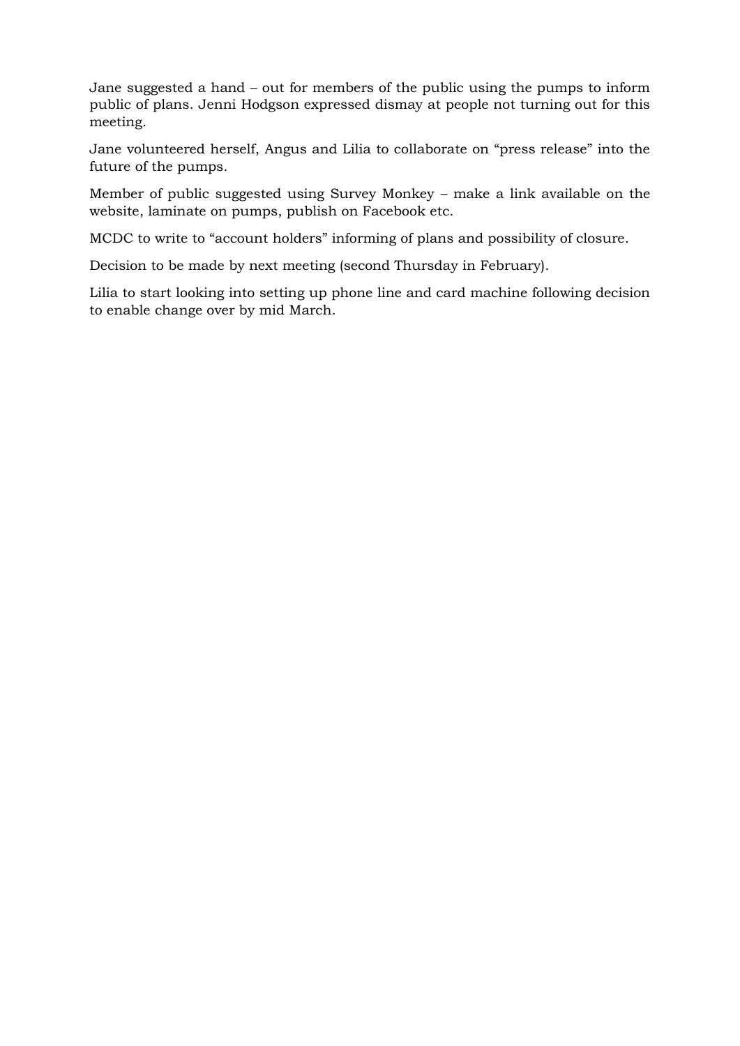Jane suggested a hand – out for members of the public using the pumps to inform public of plans. Jenni Hodgson expressed dismay at people not turning out for this meeting.

Jane volunteered herself, Angus and Lilia to collaborate on "press release" into the future of the pumps.

Member of public suggested using Survey Monkey – make a link available on the website, laminate on pumps, publish on Facebook etc.

MCDC to write to "account holders" informing of plans and possibility of closure.

Decision to be made by next meeting (second Thursday in February).

Lilia to start looking into setting up phone line and card machine following decision to enable change over by mid March.